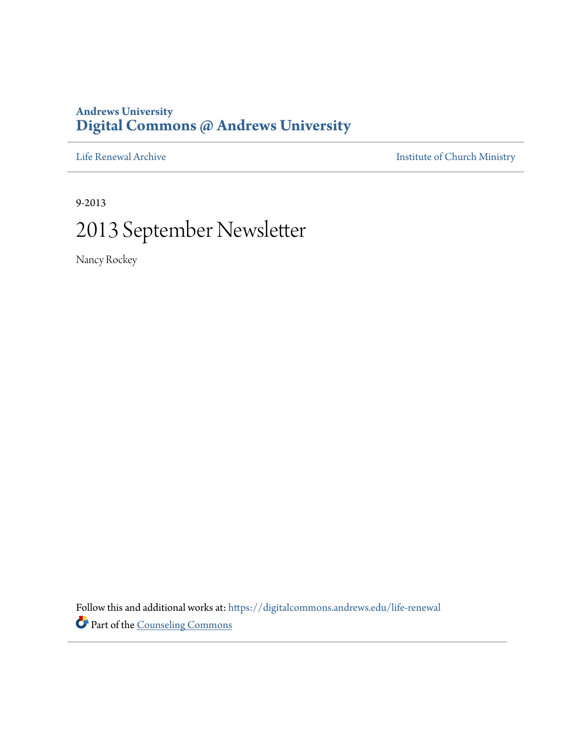Andrews University
# Digital Commons @ Andrews University

Life Renewal Archive | Institute of Church Ministry

9-2013

# 2013 September Newsletter

Nancy Rockey

Follow this and additional works at: https://digitalcommons.andrews.edu/life-renewal

Part of the Counseling Commons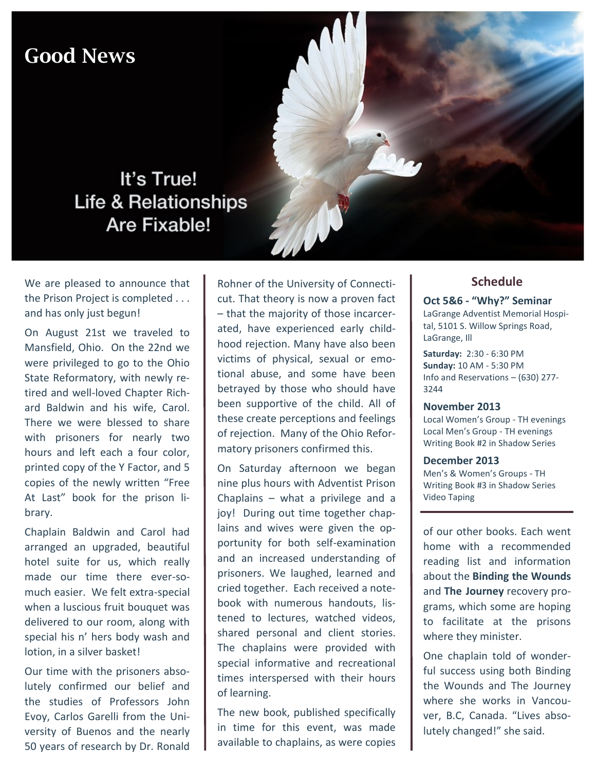# Good News

It's True!
Life & Relationships
Are Fixable!

We are pleased to announce that the Prison Project is completed . . . and has only just begun!

On August 21st we traveled to Mansfield, Ohio. On the 22nd we were privileged to go to the Ohio State Reformatory, with newly retired and well-loved Chapter Richard Baldwin and his wife, Carol. There we were blessed to share with prisoners for nearly two hours and left each a four color, printed copy of the Y Factor, and 5 copies of the newly written "Free At Last" book for the prison library.

Chaplain Baldwin and Carol had arranged an upgraded, beautiful hotel suite for us, which really made our time there ever-so-much easier. We felt extra-special when a luscious fruit bouquet was delivered to our room, along with special his n' hers body wash and lotion, in a silver basket!

Our time with the prisoners absolutely confirmed our belief and the studies of Professors John Evoy, Carlos Garelli from the University of Buenos and the nearly 50 years of research by Dr. Ronald Rohner of the University of Connecticut. That theory is now a proven fact – that the majority of those incarcerated, have experienced early childhood rejection. Many have also been victims of physical, sexual or emotional abuse, and some have been betrayed by those who should have been supportive of the child. All of these create perceptions and feelings of rejection. Many of the Ohio Reformatory prisoners confirmed this.

On Saturday afternoon we began nine plus hours with Adventist Prison Chaplains – what a privilege and a joy! During out time together chaplains and wives were given the opportunity for both self-examination and an increased understanding of prisoners. We laughed, learned and cried together. Each received a notebook with numerous handouts, listened to lectures, watched videos, shared personal and client stories. The chaplains were provided with special informative and recreational times interspersed with their hours of learning.

The new book, published specifically in time for this event, was made available to chaplains, as were copies of our other books. Each went home with a recommended reading list and information about the **Binding the Wounds** and **The Journey** recovery programs, which some are hoping to facilitate at the prisons where they minister.

One chaplain told of wonderful success using both Binding the Wounds and The Journey where she works in Vancouver, B.C, Canada. "Lives absolutely changed!" she said.

## Schedule

**Oct 5&6 - "Why?" Seminar**
LaGrange Adventist Memorial Hospital, 5101 S. Willow Springs Road, LaGrange, Ill

**Saturday:** 2:30 - 6:30 PM
**Sunday:** 10 AM - 5:30 PM
Info and Reservations – (630) 277-3244

**November 2013**
Local Women's Group - TH evenings
Local Men's Group - TH evenings
Writing Book #2 in Shadow Series

**December 2013**
Men's & Women's Groups - TH
Writing Book #3 in Shadow Series
Video Taping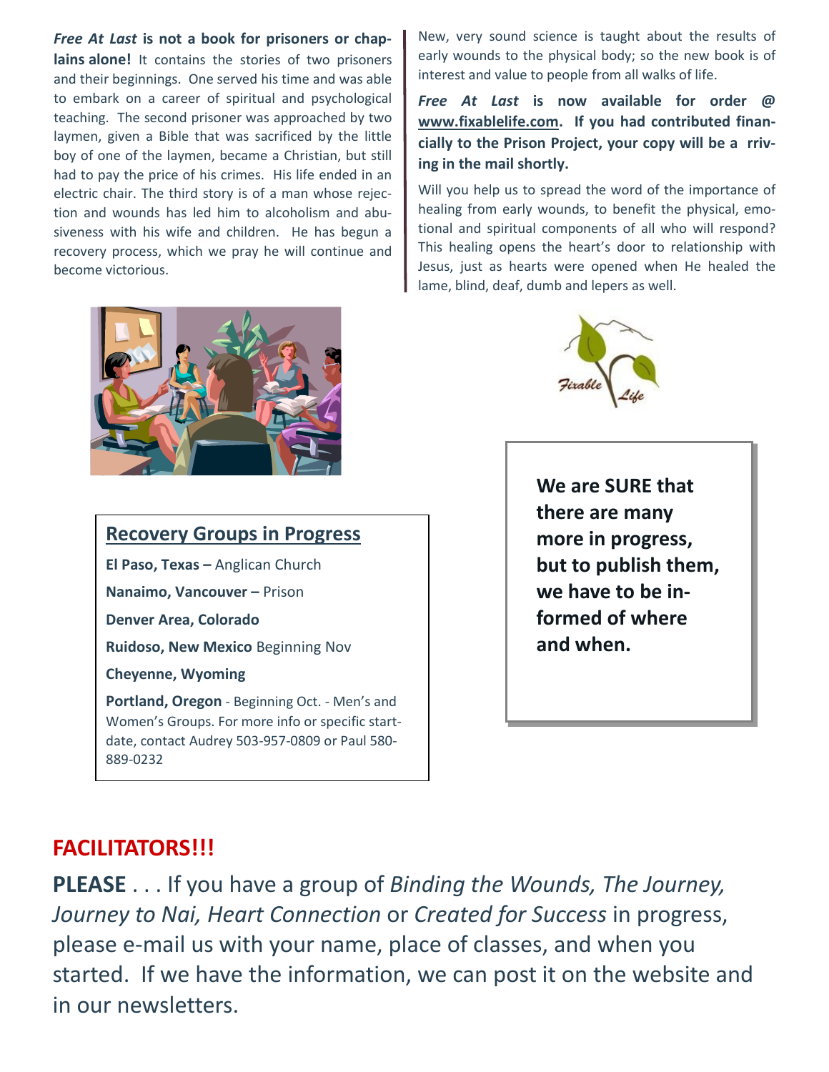***Free At Last* is not a book for prisoners or chaplains alone!** It contains the stories of two prisoners and their beginnings. One served his time and was able to embark on a career of spiritual and psychological teaching. The second prisoner was approached by two laymen, given a Bible that was sacrificed by the little boy of one of the laymen, became a Christian, but still had to pay the price of his crimes. His life ended in an electric chair. The third story is of a man whose rejection and wounds has led him to alcoholism and abusiveness with his wife and children. He has begun a recovery process, which we pray he will continue and become victorious.

New, very sound science is taught about the results of early wounds to the physical body; so the new book is of interest and value to people from all walks of life.

***Free At Last* is now available for order @ [www.fixablelife.com](http://www.fixablelife.com). If you had contributed financially to the Prison Project, your copy will be a rriving in the mail shortly.**

Will you help us to spread the word of the importance of healing from early wounds, to benefit the physical, emotional and spiritual components of all who will respond? This healing opens the heart's door to relationship with Jesus, just as hearts were opened when He healed the lame, blind, deaf, dumb and lepers as well.

## Recovery Groups in Progress

**El Paso, Texas –** Anglican Church

**Nanaimo, Vancouver –** Prison

**Denver Area, Colorado**

**Ruidoso, New Mexico** Beginning Nov

**Cheyenne, Wyoming**

**Portland, Oregon** - Beginning Oct. - Men's and Women's Groups. For more info or specific start-date, contact Audrey 503-957-0809 or Paul 580-889-0232

**We are SURE that there are many more in progress, but to publish them, we have to be informed of where and when.**

## FACILITATORS!!!

**PLEASE** . . . If you have a group of *Binding the Wounds, The Journey, Journey to Nai, Heart Connection* or *Created for Success* in progress, please e-mail us with your name, place of classes, and when you started. If we have the information, we can post it on the website and in our newsletters.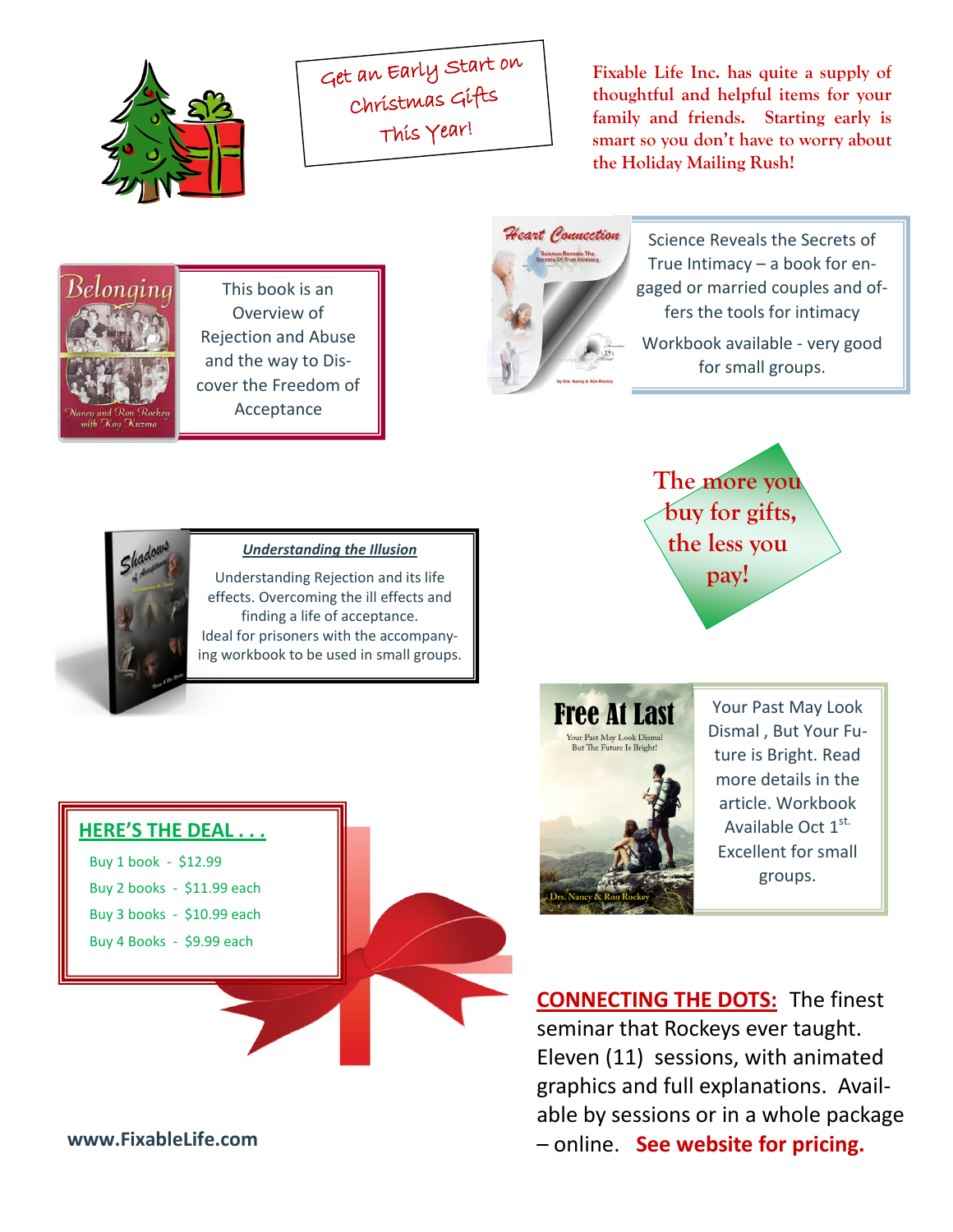Get an Early Start on Christmas Gifts This Year!

**Fixable Life Inc. has quite a supply of thoughtful and helpful items for your family and friends. Starting early is smart so you don't have to worry about the Holiday Mailing Rush!**

This book is an Overview of Rejection and Abuse and the way to Discover the Freedom of Acceptance

Science Reveals the Secrets of True Intimacy – a book for engaged or married couples and offers the tools for intimacy

Workbook available - very good for small groups.

**The more you buy for gifts, the less you pay!**

***Understanding the Illusion***

Understanding Rejection and its life effects. Overcoming the ill effects and finding a life of acceptance. Ideal for prisoners with the accompanying workbook to be used in small groups.

Your Past May Look Dismal , But Your Future is Bright. Read more details in the article. Workbook Available Oct 1st. Excellent for small groups.

## HERE'S THE DEAL . . .

- Buy 1 book - $12.99
- Buy 2 books - $11.99 each
- Buy 3 books - $10.99 each
- Buy 4 Books - $9.99 each

**CONNECTING THE DOTS:** The finest seminar that Rockeys ever taught. Eleven (11) sessions, with animated graphics and full explanations. Available by sessions or in a whole package – online. **See website for pricing.**

**www.FixableLife.com**